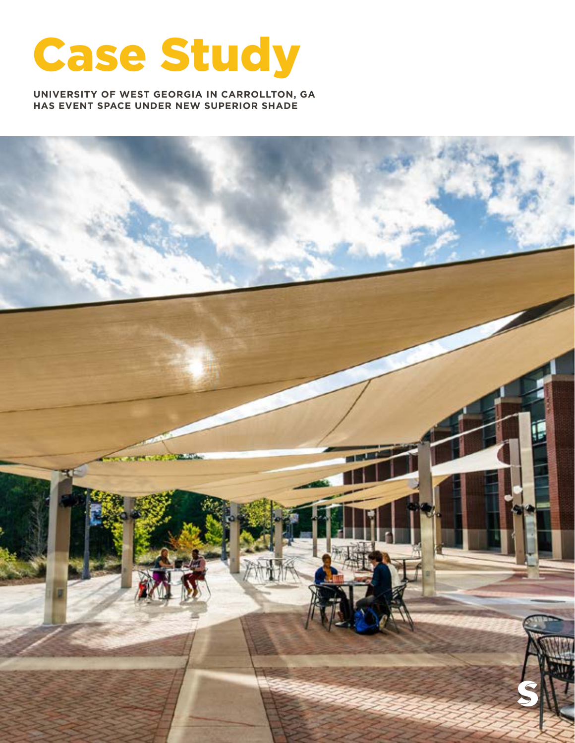# Case Study

**UNIVERSITY OF WEST GEORGIA IN CARROLLTON, GA HAS EVENT SPACE UNDER NEW SUPERIOR SHADE**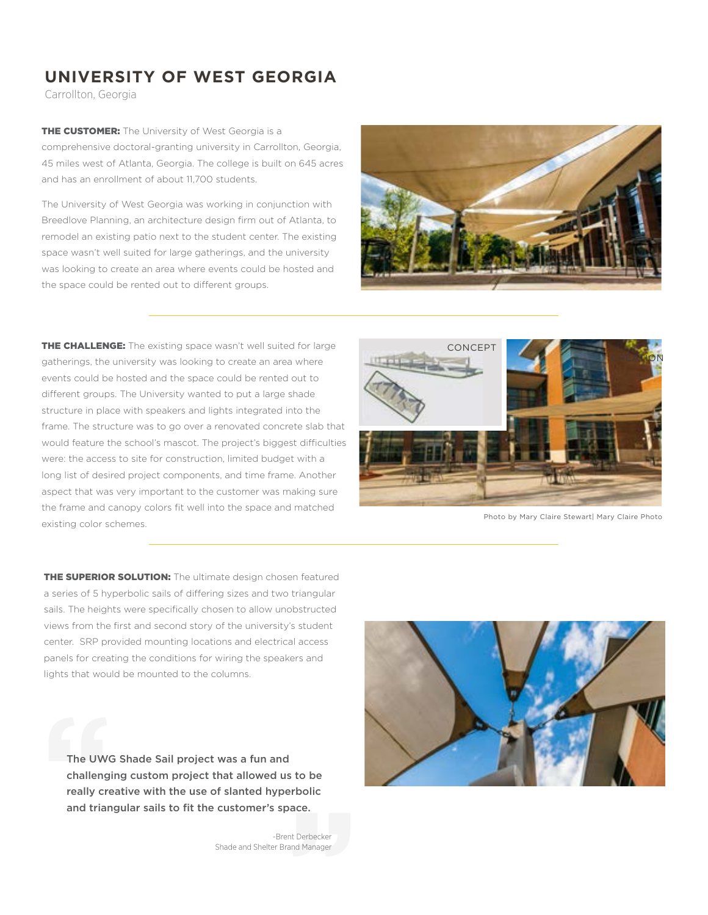# UNIVERSITY OF WEST GEORGIA

Carrollton, Georgia

**THE CUSTOMER:** The University of West Georgia is a comprehensive doctoral-granting university in Carrollton, Georgia, 45 miles west of Atlanta, Georgia. The college is built on 645 acres and has an enrollment of about 11,700 students.

The University of West Georgia was working in conjunction with Breedlove Planning, an architecture design firm out of Atlanta, to remodel an existing patio next to the student center. The existing space wasn't well suited for large gatherings, and the university was looking to create an area where events could be hosted and the space could be rented out to different groups.

**THE CHALLENGE:** The existing space wasn't well suited for large gatherings, the university was looking to create an area where events could be hosted and the space could be rented out to different groups. The University wanted to put a large shade structure in place with speakers and lights integrated into the frame. The structure was to go over a renovated concrete slab that would feature the school's mascot. The project's biggest difficulties were: the access to site for construction, limited budget with a long list of desired project components, and time frame. Another aspect that was very important to the customer was making sure the frame and canopy colors fit well into the space and matched existing color schemes.

CONCEPT

Photo by Mary Claire Stewart| Mary Claire Photo

**THE SUPERIOR SOLUTION:** The ultimate design chosen featured a series of 5 hyperbolic sails of differing sizes and two triangular sails. The heights were specifically chosen to allow unobstructed views from the first and second story of the university's student center. SRP provided mounting locations and electrical access panels for creating the conditions for wiring the speakers and lights that would be mounted to the columns.

> **The UWG Shade Sail project was a fun and challenging custom project that allowed us to be really creative with the use of slanted hyperbolic and triangular sails to fit the customer's space.**
>
> -Brent Derbecker
> Shade and Shelter Brand Manager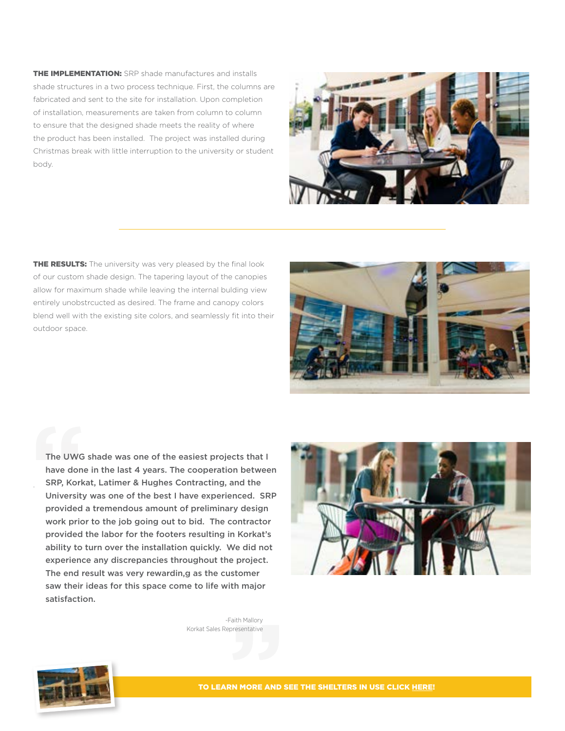**THE IMPLEMENTATION:** SRP shade manufactures and installs shade structures in a two process technique. First, the columns are fabricated and sent to the site for installation. Upon completion of installation, measurements are taken from column to column to ensure that the designed shade meets the reality of where the product has been installed. The project was installed during Christmas break with little interruption to the university or student body.

---

**THE RESULTS:** The university was very pleased by the final look of our custom shade design. The tapering layout of the canopies allow for maximum shade while leaving the internal bulding view entirely unobstrcucted as desired. The frame and canopy colors blend well with the existing site colors, and seamlessly fit into their outdoor space.

> **The UWG shade was one of the easiest projects that I have done in the last 4 years. The cooperation between SRP, Korkat, Latimer & Hughes Contracting, and the University was one of the best I have experienced. SRP provided a tremendous amount of preliminary design work prior to the job going out to bid. The contractor provided the labor for the footers resulting in Korkat's ability to turn over the installation quickly. We did not experience any discrepancies throughout the project. The end result was very rewardin,g as the customer saw their ideas for this space come to life with major satisfaction.**
>
> -Faith Mallory
> Korkat Sales Representative

**TO LEARN MORE AND SEE THE SHELTERS IN USE CLICK HERE!**